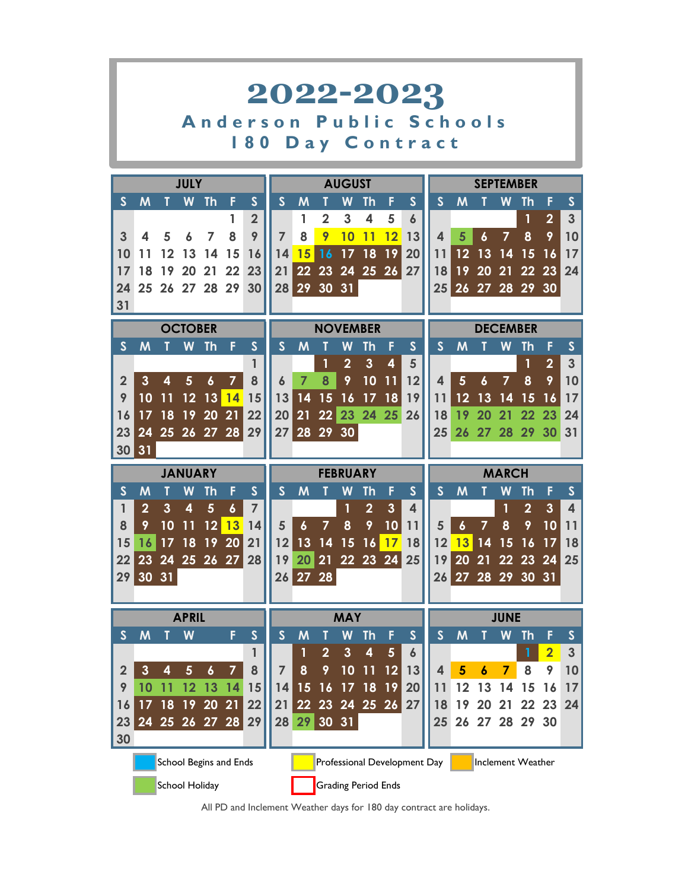# 2022-2023

## Anderson Public Schools

## 180 Day Contract

### JULY

| S | M | T | W | Th | F | S |
|---|---|---|---|---|---|---|
| | | | | | 1 | 2 |
| 3 | 4 | 5 | 6 | 7 | 8 | 9 |
| 10 | 11 | 12 | 13 | 14 | 15 | 16 |
| 17 | 18 | 19 | 20 | 21 | 22 | 23 |
| 24 | 25 | 26 | 27 | 28 | 29 | 30 |
| 31 | | | | | | |

### AUGUST

| S | M | T | W | Th | F | S |
|---|---|---|---|---|---|---|
| | 1 | 2 | 3 | 4 | 5 | 6 |
| 7 | 8 | 9 | 10 | 11 | 12 | 13 |
| 14 | 15 | 16 | 17 | 18 | 19 | 20 |
| 21 | 22 | 23 | 24 | 25 | 26 | 27 |
| 28 | 29 | 30 | 31 | | | |

### SEPTEMBER

| S | M | T | W | Th | F | S |
|---|---|---|---|---|---|---|
| | | | | 1 | 2 | 3 |
| 4 | 5 | 6 | 7 | 8 | 9 | 10 |
| 11 | 12 | 13 | 14 | 15 | 16 | 17 |
| 18 | 19 | 20 | 21 | 22 | 23 | 24 |
| 25 | 26 | 27 | 28 | 29 | 30 | |

### OCTOBER

| S | M | T | W | Th | F | S |
|---|---|---|---|---|---|---|
| | | | | | | 1 |
| 2 | 3 | 4 | 5 | 6 | 7 | 8 |
| 9 | 10 | 11 | 12 | 13 | 14 | 15 |
| 16 | 17 | 18 | 19 | 20 | 21 | 22 |
| 23 | 24 | 25 | 26 | 27 | 28 | 29 |
| 30 | 31 | | | | | |

### NOVEMBER

| S | M | T | W | Th | F | S |
|---|---|---|---|---|---|---|
| | | 1 | 2 | 3 | 4 | 5 |
| 6 | 7 | 8 | 9 | 10 | 11 | 12 |
| 13 | 14 | 15 | 16 | 17 | 18 | 19 |
| 20 | 21 | 22 | 23 | 24 | 25 | 26 |
| 27 | 28 | 29 | 30 | | | |

### DECEMBER

| S | M | T | W | Th | F | S |
|---|---|---|---|---|---|---|
| | | | | 1 | 2 | 3 |
| 4 | 5 | 6 | 7 | 8 | 9 | 10 |
| 11 | 12 | 13 | 14 | 15 | 16 | 17 |
| 18 | 19 | 20 | 21 | 22 | 23 | 24 |
| 25 | 26 | 27 | 28 | 29 | 30 | 31 |

### JANUARY

| S | M | T | W | Th | F | S |
|---|---|---|---|---|---|---|
| 1 | 2 | 3 | 4 | 5 | 6 | 7 |
| 8 | 9 | 10 | 11 | 12 | 13 | 14 |
| 15 | 16 | 17 | 18 | 19 | 20 | 21 |
| 22 | 23 | 24 | 25 | 26 | 27 | 28 |
| 29 | 30 | 31 | | | | |

### FEBRUARY

| S | M | T | W | Th | F | S |
|---|---|---|---|---|---|---|
| | | | 1 | 2 | 3 | 4 |
| 5 | 6 | 7 | 8 | 9 | 10 | 11 |
| 12 | 13 | 14 | 15 | 16 | 17 | 18 |
| 19 | 20 | 21 | 22 | 23 | 24 | 25 |
| 26 | 27 | 28 | | | | |

### MARCH

| S | M | T | W | Th | F | S |
|---|---|---|---|---|---|---|
| | | | 1 | 2 | 3 | 4 |
| 5 | 6 | 7 | 8 | 9 | 10 | 11 |
| 12 | 13 | 14 | 15 | 16 | 17 | 18 |
| 19 | 20 | 21 | 22 | 23 | 24 | 25 |
| 26 | 27 | 28 | 29 | 30 | 31 | |

### APRIL

| S | M | T | W | Th | F | S |
|---|---|---|---|---|---|---|
| | | | | | | 1 |
| 2 | 3 | 4 | 5 | 6 | 7 | 8 |
| 9 | 10 | 11 | 12 | 13 | 14 | 15 |
| 16 | 17 | 18 | 19 | 20 | 21 | 22 |
| 23 | 24 | 25 | 26 | 27 | 28 | 29 |
| 30 | | | | | | |

### MAY

| S | M | T | W | Th | F | S |
|---|---|---|---|---|---|---|
| | 1 | 2 | 3 | 4 | 5 | 6 |
| 7 | 8 | 9 | 10 | 11 | 12 | 13 |
| 14 | 15 | 16 | 17 | 18 | 19 | 20 |
| 21 | 22 | 23 | 24 | 25 | 26 | 27 |
| 28 | 29 | 30 | 31 | | | |

### JUNE

| S | M | T | W | Th | F | S |
|---|---|---|---|---|---|---|
| | | | | 1 | 2 | 3 |
| 4 | 5 | 6 | 7 | 8 | 9 | 10 |
| 11 | 12 | 13 | 14 | 15 | 16 | 17 |
| 18 | 19 | 20 | 21 | 22 | 23 | 24 |
| 25 | 26 | 27 | 28 | 29 | 30 | |

School Begins and Ends

Professional Development Day

Inclement Weather

School Holiday

Grading Period Ends

All PD and Inclement Weather days for 180 day contract are holidays.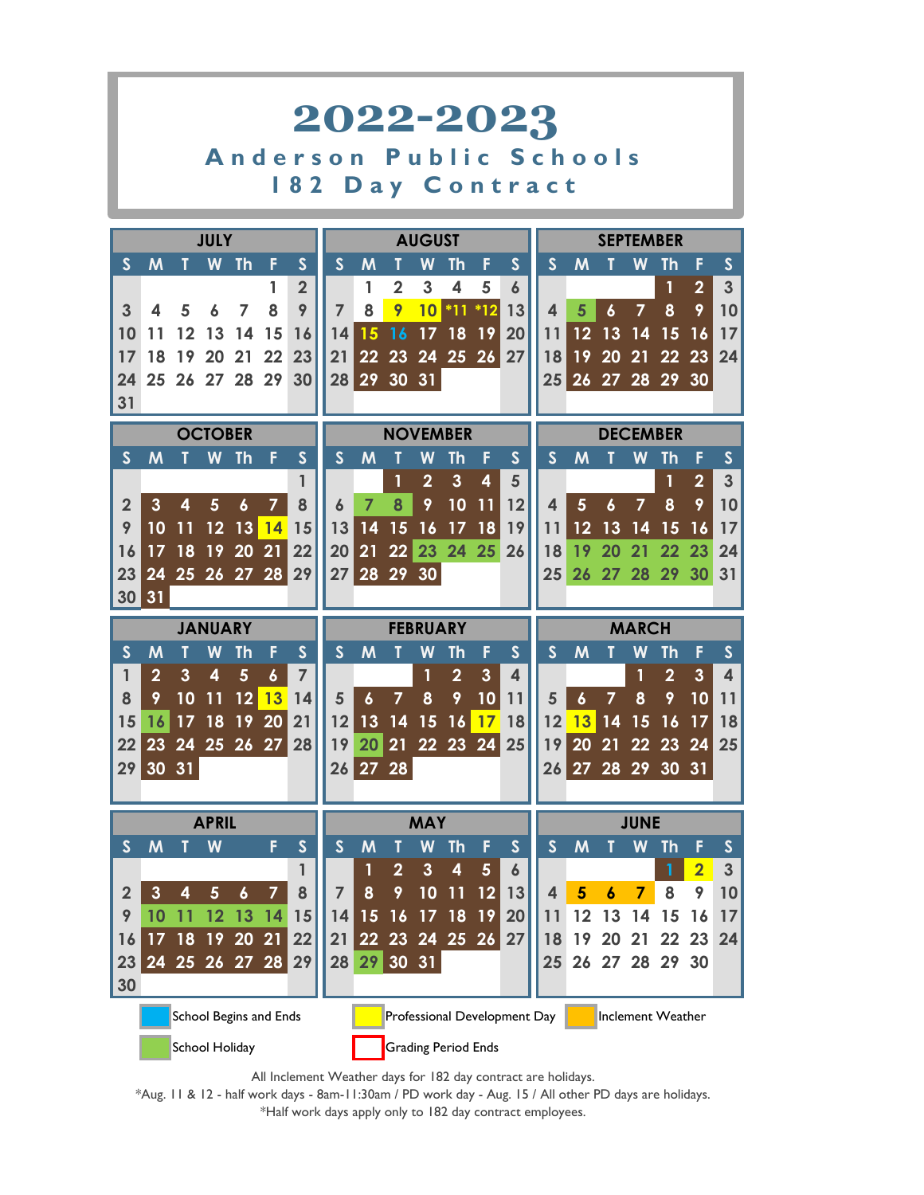# 2022-2023

## Anderson Public Schools

## 182 Day Contract

### JULY

| S | M | T | W | Th | F | S |
|---|---|---|---|---|---|---|
| | | | | | 1 | 2 |
| 3 | 4 | 5 | 6 | 7 | 8 | 9 |
| 10 | 11 | 12 | 13 | 14 | 15 | 16 |
| 17 | 18 | 19 | 20 | 21 | 22 | 23 |
| 24 | 25 | 26 | 27 | 28 | 29 | 30 |
| 31 | | | | | | |

### AUGUST

| S | M | T | W | Th | F | S |
|---|---|---|---|---|---|---|
| | 1 | 2 | 3 | 4 | 5 | 6 |
| 7 | 8 | 9 | 10 | *11 | *12 | 13 |
| 14 | 15 | 16 | 17 | 18 | 19 | 20 |
| 21 | 22 | 23 | 24 | 25 | 26 | 27 |
| 28 | 29 | 30 | 31 | | | |

### SEPTEMBER

| S | M | T | W | Th | F | S |
|---|---|---|---|---|---|---|
| | | | | 1 | 2 | 3 |
| 4 | 5 | 6 | 7 | 8 | 9 | 10 |
| 11 | 12 | 13 | 14 | 15 | 16 | 17 |
| 18 | 19 | 20 | 21 | 22 | 23 | 24 |
| 25 | 26 | 27 | 28 | 29 | 30 | |

### OCTOBER

| S | M | T | W | Th | F | S |
|---|---|---|---|---|---|---|
| | | | | | | 1 |
| 2 | 3 | 4 | 5 | 6 | 7 | 8 |
| 9 | 10 | 11 | 12 | 13 | 14 | 15 |
| 16 | 17 | 18 | 19 | 20 | 21 | 22 |
| 23 | 24 | 25 | 26 | 27 | 28 | 29 |
| 30 | 31 | | | | | |

### NOVEMBER

| S | M | T | W | Th | F | S |
|---|---|---|---|---|---|---|
| | | 1 | 2 | 3 | 4 | 5 |
| 6 | 7 | 8 | 9 | 10 | 11 | 12 |
| 13 | 14 | 15 | 16 | 17 | 18 | 19 |
| 20 | 21 | 22 | 23 | 24 | 25 | 26 |
| 27 | 28 | 29 | 30 | | | |

### DECEMBER

| S | M | T | W | Th | F | S |
|---|---|---|---|---|---|---|
| | | | | 1 | 2 | 3 |
| 4 | 5 | 6 | 7 | 8 | 9 | 10 |
| 11 | 12 | 13 | 14 | 15 | 16 | 17 |
| 18 | 19 | 20 | 21 | 22 | 23 | 24 |
| 25 | 26 | 27 | 28 | 29 | 30 | 31 |

### JANUARY

| S | M | T | W | Th | F | S |
|---|---|---|---|---|---|---|
| 1 | 2 | 3 | 4 | 5 | 6 | 7 |
| 8 | 9 | 10 | 11 | 12 | 13 | 14 |
| 15 | 16 | 17 | 18 | 19 | 20 | 21 |
| 22 | 23 | 24 | 25 | 26 | 27 | 28 |
| 29 | 30 | 31 | | | | |

### FEBRUARY

| S | M | T | W | Th | F | S |
|---|---|---|---|---|---|---|
| | | | 1 | 2 | 3 | 4 |
| 5 | 6 | 7 | 8 | 9 | 10 | 11 |
| 12 | 13 | 14 | 15 | 16 | 17 | 18 |
| 19 | 20 | 21 | 22 | 23 | 24 | 25 |
| 26 | 27 | 28 | | | | |

### MARCH

| S | M | T | W | Th | F | S |
|---|---|---|---|---|---|---|
| | | | 1 | 2 | 3 | 4 |
| 5 | 6 | 7 | 8 | 9 | 10 | 11 |
| 12 | 13 | 14 | 15 | 16 | 17 | 18 |
| 19 | 20 | 21 | 22 | 23 | 24 | 25 |
| 26 | 27 | 28 | 29 | 30 | 31 | |

### APRIL

| S | M | T | W | Th | F | S |
|---|---|---|---|---|---|---|
| | | | | | | 1 |
| 2 | 3 | 4 | 5 | 6 | 7 | 8 |
| 9 | 10 | 11 | 12 | 13 | 14 | 15 |
| 16 | 17 | 18 | 19 | 20 | 21 | 22 |
| 23 | 24 | 25 | 26 | 27 | 28 | 29 |
| 30 | | | | | | |

### MAY

| S | M | T | W | Th | F | S |
|---|---|---|---|---|---|---|
| | 1 | 2 | 3 | 4 | 5 | 6 |
| 7 | 8 | 9 | 10 | 11 | 12 | 13 |
| 14 | 15 | 16 | 17 | 18 | 19 | 20 |
| 21 | 22 | 23 | 24 | 25 | 26 | 27 |
| 28 | 29 | 30 | 31 | | | |

### JUNE

| S | M | T | W | Th | F | S |
|---|---|---|---|---|---|---|
| | | | | 1 | 2 | 3 |
| 4 | 5 | 6 | 7 | 8 | 9 | 10 |
| 11 | 12 | 13 | 14 | 15 | 16 | 17 |
| 18 | 19 | 20 | 21 | 22 | 23 | 24 |
| 25 | 26 | 27 | 28 | 29 | 30 | |

School Begins and Ends | Professional Development Day | Inclement Weather | School Holiday | Grading Period Ends

All Inclement Weather days for 182 day contract are holidays.

*Aug. 11 & 12 - half work days - 8am-11:30am / PD work day - Aug. 15 / All other PD days are holidays.

*Half work days apply only to 182 day contract employees.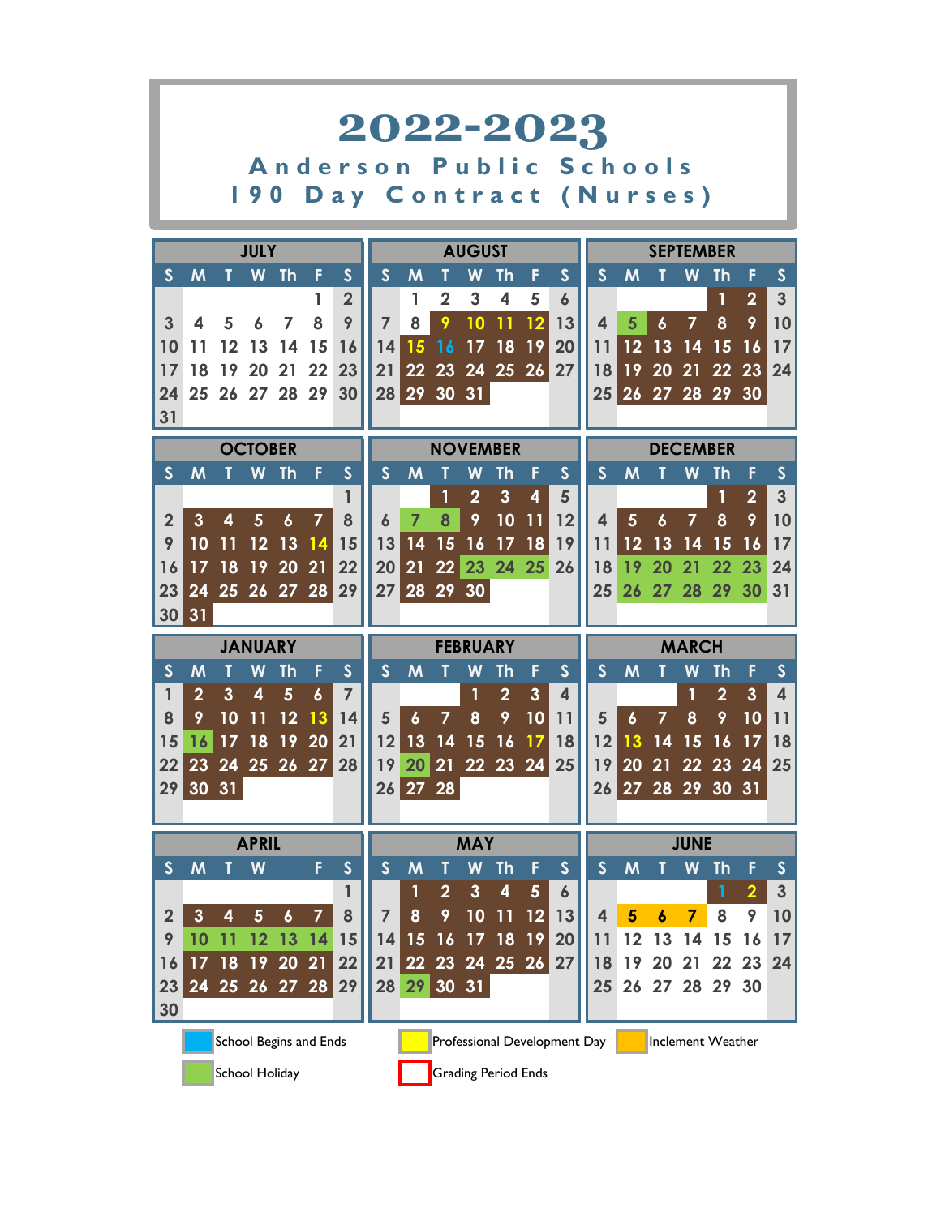# 2022-2023

## Anderson Public Schools

## 190 Day Contract (Nurses)

### JULY

| S | M | T | W | Th | F | S |
|---|---|---|---|---|---|---|
| | | | | | 1 | 2 |
| 3 | 4 | 5 | 6 | 7 | 8 | 9 |
| 10 | 11 | 12 | 13 | 14 | 15 | 16 |
| 17 | 18 | 19 | 20 | 21 | 22 | 23 |
| 24 | 25 | 26 | 27 | 28 | 29 | 30 |
| 31 | | | | | | |

### AUGUST

| S | M | T | W | Th | F | S |
|---|---|---|---|---|---|---|
| | 1 | 2 | 3 | 4 | 5 | 6 |
| 7 | 8 | 9 | 10 | 11 | 12 | 13 |
| 14 | 15 | 16 | 17 | 18 | 19 | 20 |
| 21 | 22 | 23 | 24 | 25 | 26 | 27 |
| 28 | 29 | 30 | 31 | | | |

### SEPTEMBER

| S | M | T | W | Th | F | S |
|---|---|---|---|---|---|---|
| | | | | 1 | 2 | 3 |
| 4 | 5 | 6 | 7 | 8 | 9 | 10 |
| 11 | 12 | 13 | 14 | 15 | 16 | 17 |
| 18 | 19 | 20 | 21 | 22 | 23 | 24 |
| 25 | 26 | 27 | 28 | 29 | 30 | |

### OCTOBER

| S | M | T | W | Th | F | S |
|---|---|---|---|---|---|---|
| | | | | | | 1 |
| 2 | 3 | 4 | 5 | 6 | 7 | 8 |
| 9 | 10 | 11 | 12 | 13 | 14 | 15 |
| 16 | 17 | 18 | 19 | 20 | 21 | 22 |
| 23 | 24 | 25 | 26 | 27 | 28 | 29 |
| 30 | 31 | | | | | |

### NOVEMBER

| S | M | T | W | Th | F | S |
|---|---|---|---|---|---|---|
| | | 1 | 2 | 3 | 4 | 5 |
| 6 | 7 | 8 | 9 | 10 | 11 | 12 |
| 13 | 14 | 15 | 16 | 17 | 18 | 19 |
| 20 | 21 | 22 | 23 | 24 | 25 | 26 |
| 27 | 28 | 29 | 30 | | | |

### DECEMBER

| S | M | T | W | Th | F | S |
|---|---|---|---|---|---|---|
| | | | | 1 | 2 | 3 |
| 4 | 5 | 6 | 7 | 8 | 9 | 10 |
| 11 | 12 | 13 | 14 | 15 | 16 | 17 |
| 18 | 19 | 20 | 21 | 22 | 23 | 24 |
| 25 | 26 | 27 | 28 | 29 | 30 | 31 |

### JANUARY

| S | M | T | W | Th | F | S |
|---|---|---|---|---|---|---|
| 1 | 2 | 3 | 4 | 5 | 6 | 7 |
| 8 | 9 | 10 | 11 | 12 | 13 | 14 |
| 15 | 16 | 17 | 18 | 19 | 20 | 21 |
| 22 | 23 | 24 | 25 | 26 | 27 | 28 |
| 29 | 30 | 31 | | | | |

### FEBRUARY

| S | M | T | W | Th | F | S |
|---|---|---|---|---|---|---|
| | | | 1 | 2 | 3 | 4 |
| 5 | 6 | 7 | 8 | 9 | 10 | 11 |
| 12 | 13 | 14 | 15 | 16 | 17 | 18 |
| 19 | 20 | 21 | 22 | 23 | 24 | 25 |
| 26 | 27 | 28 | | | | |

### MARCH

| S | M | T | W | Th | F | S |
|---|---|---|---|---|---|---|
| | | | 1 | 2 | 3 | 4 |
| 5 | 6 | 7 | 8 | 9 | 10 | 11 |
| 12 | 13 | 14 | 15 | 16 | 17 | 18 |
| 19 | 20 | 21 | 22 | 23 | 24 | 25 |
| 26 | 27 | 28 | 29 | 30 | 31 | |

### APRIL

| S | M | T | W | Th | F | S |
|---|---|---|---|---|---|---|
| | | | | | | 1 |
| 2 | 3 | 4 | 5 | 6 | 7 | 8 |
| 9 | 10 | 11 | 12 | 13 | 14 | 15 |
| 16 | 17 | 18 | 19 | 20 | 21 | 22 |
| 23 | 24 | 25 | 26 | 27 | 28 | 29 |
| 30 | | | | | | |

### MAY

| S | M | T | W | Th | F | S |
|---|---|---|---|---|---|---|
| | 1 | 2 | 3 | 4 | 5 | 6 |
| 7 | 8 | 9 | 10 | 11 | 12 | 13 |
| 14 | 15 | 16 | 17 | 18 | 19 | 20 |
| 21 | 22 | 23 | 24 | 25 | 26 | 27 |
| 28 | 29 | 30 | 31 | | | |

### JUNE

| S | M | T | W | Th | F | S |
|---|---|---|---|---|---|---|
| | | | | 1 | 2 | 3 |
| 4 | 5 | 6 | 7 | 8 | 9 | 10 |
| 11 | 12 | 13 | 14 | 15 | 16 | 17 |
| 18 | 19 | 20 | 21 | 22 | 23 | 24 |
| 25 | 26 | 27 | 28 | 29 | 30 | |

- School Begins and Ends
- Professional Development Day
- Inclement Weather
- School Holiday
- Grading Period Ends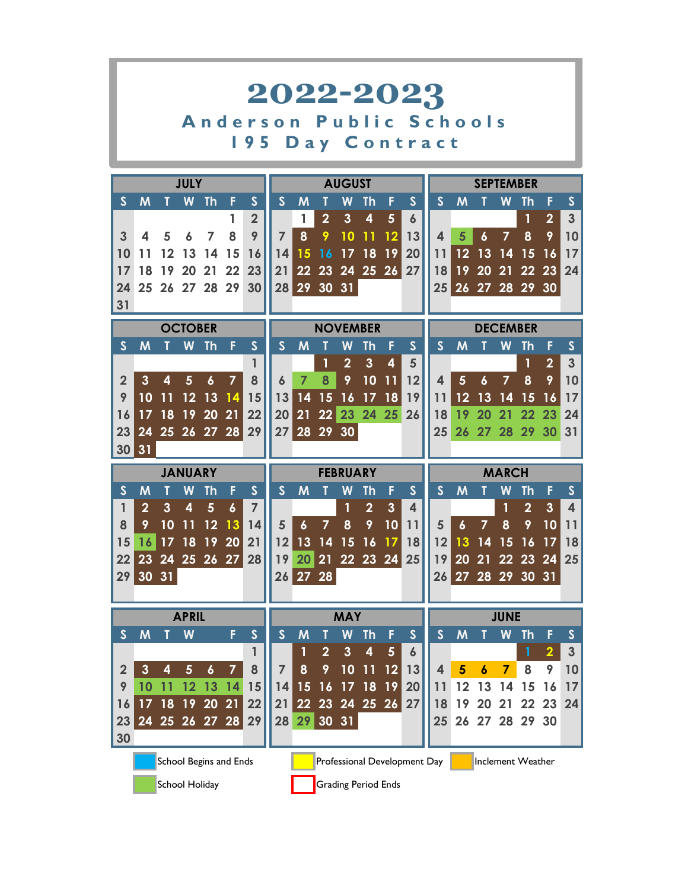# 2022-2023

## Anderson Public Schools

## 195 Day Contract

### JULY

| S | M | T | W | Th | F | S |
|---|---|---|---|---|---|---|
| | | | | | 1 | 2 |
| 3 | 4 | 5 | 6 | 7 | 8 | 9 |
| 10 | 11 | 12 | 13 | 14 | 15 | 16 |
| 17 | 18 | 19 | 20 | 21 | 22 | 23 |
| 24 | 25 | 26 | 27 | 28 | 29 | 30 |
| 31 | | | | | | |

### AUGUST

| S | M | T | W | Th | F | S |
|---|---|---|---|---|---|---|
| | 1 | 2 | 3 | 4 | 5 | 6 |
| 7 | 8 | 9 | 10 | 11 | 12 | 13 |
| 14 | 15 | 16 | 17 | 18 | 19 | 20 |
| 21 | 22 | 23 | 24 | 25 | 26 | 27 |
| 28 | 29 | 30 | 31 | | | |

### SEPTEMBER

| S | M | T | W | Th | F | S |
|---|---|---|---|---|---|---|
| | | | | 1 | 2 | 3 |
| 4 | 5 | 6 | 7 | 8 | 9 | 10 |
| 11 | 12 | 13 | 14 | 15 | 16 | 17 |
| 18 | 19 | 20 | 21 | 22 | 23 | 24 |
| 25 | 26 | 27 | 28 | 29 | 30 | |

### OCTOBER

| S | M | T | W | Th | F | S |
|---|---|---|---|---|---|---|
| | | | | | | 1 |
| 2 | 3 | 4 | 5 | 6 | 7 | 8 |
| 9 | 10 | 11 | 12 | 13 | 14 | 15 |
| 16 | 17 | 18 | 19 | 20 | 21 | 22 |
| 23 | 24 | 25 | 26 | 27 | 28 | 29 |
| 30 | 31 | | | | | |

### NOVEMBER

| S | M | T | W | Th | F | S |
|---|---|---|---|---|---|---|
| | | 1 | 2 | 3 | 4 | 5 |
| 6 | 7 | 8 | 9 | 10 | 11 | 12 |
| 13 | 14 | 15 | 16 | 17 | 18 | 19 |
| 20 | 21 | 22 | 23 | 24 | 25 | 26 |
| 27 | 28 | 29 | 30 | | | |

### DECEMBER

| S | M | T | W | Th | F | S |
|---|---|---|---|---|---|---|
| | | | | 1 | 2 | 3 |
| 4 | 5 | 6 | 7 | 8 | 9 | 10 |
| 11 | 12 | 13 | 14 | 15 | 16 | 17 |
| 18 | 19 | 20 | 21 | 22 | 23 | 24 |
| 25 | 26 | 27 | 28 | 29 | 30 | 31 |

### JANUARY

| S | M | T | W | Th | F | S |
|---|---|---|---|---|---|---|
| 1 | 2 | 3 | 4 | 5 | 6 | 7 |
| 8 | 9 | 10 | 11 | 12 | 13 | 14 |
| 15 | 16 | 17 | 18 | 19 | 20 | 21 |
| 22 | 23 | 24 | 25 | 26 | 27 | 28 |
| 29 | 30 | 31 | | | | |

### FEBRUARY

| S | M | T | W | Th | F | S |
|---|---|---|---|---|---|---|
| | | | 1 | 2 | 3 | 4 |
| 5 | 6 | 7 | 8 | 9 | 10 | 11 |
| 12 | 13 | 14 | 15 | 16 | 17 | 18 |
| 19 | 20 | 21 | 22 | 23 | 24 | 25 |
| 26 | 27 | 28 | | | | |

### MARCH

| S | M | T | W | Th | F | S |
|---|---|---|---|---|---|---|
| | | | 1 | 2 | 3 | 4 |
| 5 | 6 | 7 | 8 | 9 | 10 | 11 |
| 12 | 13 | 14 | 15 | 16 | 17 | 18 |
| 19 | 20 | 21 | 22 | 23 | 24 | 25 |
| 26 | 27 | 28 | 29 | 30 | 31 | |

### APRIL

| S | M | T | W | Th | F | S |
|---|---|---|---|---|---|---|
| | | | | | | 1 |
| 2 | 3 | 4 | 5 | 6 | 7 | 8 |
| 9 | 10 | 11 | 12 | 13 | 14 | 15 |
| 16 | 17 | 18 | 19 | 20 | 21 | 22 |
| 23 | 24 | 25 | 26 | 27 | 28 | 29 |
| 30 | | | | | | |

### MAY

| S | M | T | W | Th | F | S |
|---|---|---|---|---|---|---|
| | 1 | 2 | 3 | 4 | 5 | 6 |
| 7 | 8 | 9 | 10 | 11 | 12 | 13 |
| 14 | 15 | 16 | 17 | 18 | 19 | 20 |
| 21 | 22 | 23 | 24 | 25 | 26 | 27 |
| 28 | 29 | 30 | 31 | | | |

### JUNE

| S | M | T | W | Th | F | S |
|---|---|---|---|---|---|---|
| | | | | 1 | 2 | 3 |
| 4 | 5 | 6 | 7 | 8 | 9 | 10 |
| 11 | 12 | 13 | 14 | 15 | 16 | 17 |
| 18 | 19 | 20 | 21 | 22 | 23 | 24 |
| 25 | 26 | 27 | 28 | 29 | 30 | |

School Begins and Ends

School Holiday

Professional Development Day

Grading Period Ends

Inclement Weather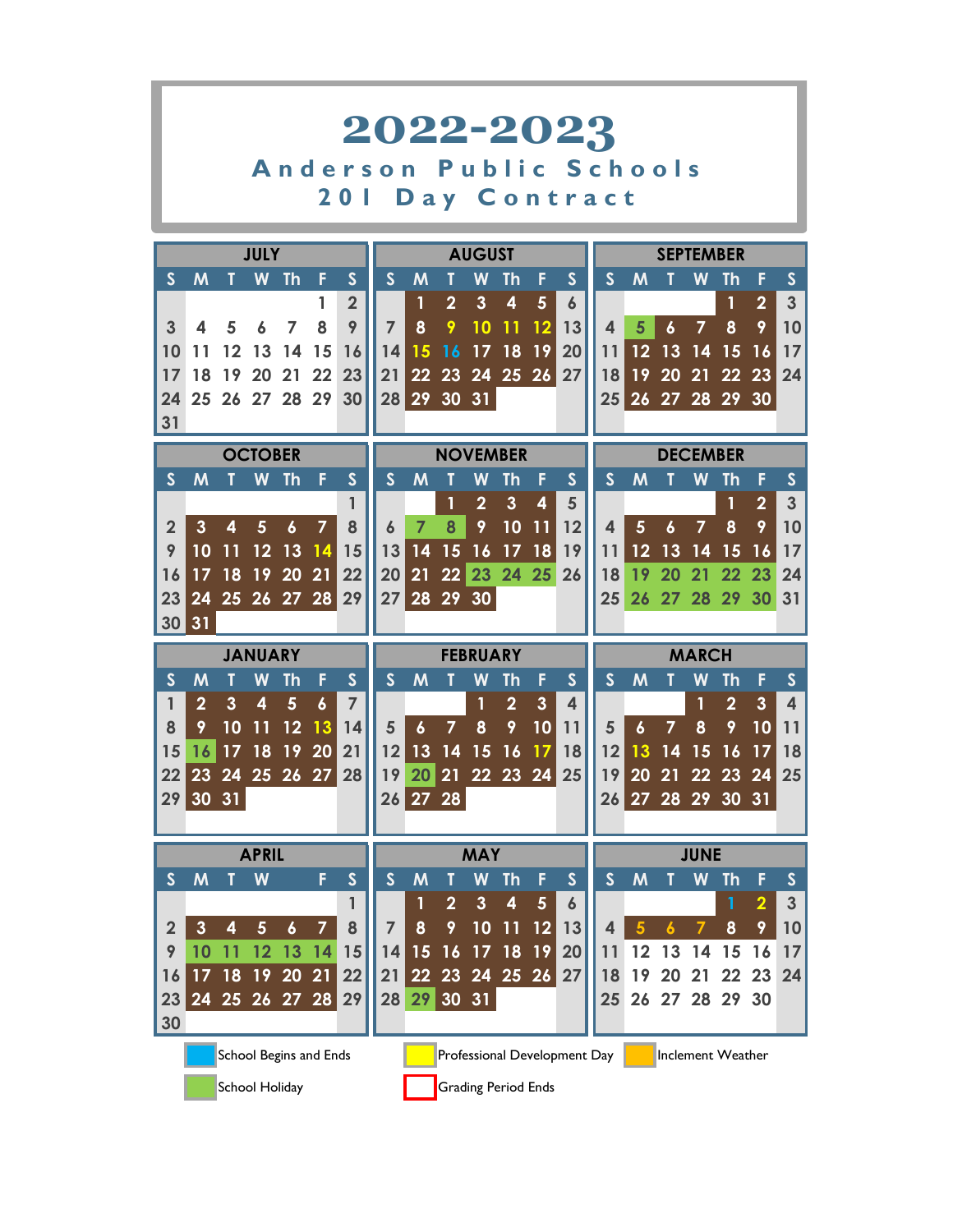# 2022-2023

## Anderson Public Schools

## 201 Day Contract

### JULY

| S | M | T | W | Th | F | S |
|---|---|---|---|---|---|---|
| | | | | | 1 | 2 |
| 3 | 4 | 5 | 6 | 7 | 8 | 9 |
| 10 | 11 | 12 | 13 | 14 | 15 | 16 |
| 17 | 18 | 19 | 20 | 21 | 22 | 23 |
| 24 | 25 | 26 | 27 | 28 | 29 | 30 |
| 31 | | | | | | |

### AUGUST

| S | M | T | W | Th | F | S |
|---|---|---|---|---|---|---|
| | 1 | 2 | 3 | 4 | 5 | 6 |
| 7 | 8 | 9 | 10 | 11 | 12 | 13 |
| 14 | 15 | 16 | 17 | 18 | 19 | 20 |
| 21 | 22 | 23 | 24 | 25 | 26 | 27 |
| 28 | 29 | 30 | 31 | | | |

### SEPTEMBER

| S | M | T | W | Th | F | S |
|---|---|---|---|---|---|---|
| | | | | 1 | 2 | 3 |
| 4 | 5 | 6 | 7 | 8 | 9 | 10 |
| 11 | 12 | 13 | 14 | 15 | 16 | 17 |
| 18 | 19 | 20 | 21 | 22 | 23 | 24 |
| 25 | 26 | 27 | 28 | 29 | 30 | |

### OCTOBER

| S | M | T | W | Th | F | S |
|---|---|---|---|---|---|---|
| | | | | | | 1 |
| 2 | 3 | 4 | 5 | 6 | 7 | 8 |
| 9 | 10 | 11 | 12 | 13 | 14 | 15 |
| 16 | 17 | 18 | 19 | 20 | 21 | 22 |
| 23 | 24 | 25 | 26 | 27 | 28 | 29 |
| 30 | 31 | | | | | |

### NOVEMBER

| S | M | T | W | Th | F | S |
|---|---|---|---|---|---|---|
| | | 1 | 2 | 3 | 4 | 5 |
| 6 | 7 | 8 | 9 | 10 | 11 | 12 |
| 13 | 14 | 15 | 16 | 17 | 18 | 19 |
| 20 | 21 | 22 | 23 | 24 | 25 | 26 |
| 27 | 28 | 29 | 30 | | | |

### DECEMBER

| S | M | T | W | Th | F | S |
|---|---|---|---|---|---|---|
| | | | | 1 | 2 | 3 |
| 4 | 5 | 6 | 7 | 8 | 9 | 10 |
| 11 | 12 | 13 | 14 | 15 | 16 | 17 |
| 18 | 19 | 20 | 21 | 22 | 23 | 24 |
| 25 | 26 | 27 | 28 | 29 | 30 | 31 |

### JANUARY

| S | M | T | W | Th | F | S |
|---|---|---|---|---|---|---|
| 1 | 2 | 3 | 4 | 5 | 6 | 7 |
| 8 | 9 | 10 | 11 | 12 | 13 | 14 |
| 15 | 16 | 17 | 18 | 19 | 20 | 21 |
| 22 | 23 | 24 | 25 | 26 | 27 | 28 |
| 29 | 30 | 31 | | | | |

### FEBRUARY

| S | M | T | W | Th | F | S |
|---|---|---|---|---|---|---|
| | | | 1 | 2 | 3 | 4 |
| 5 | 6 | 7 | 8 | 9 | 10 | 11 |
| 12 | 13 | 14 | 15 | 16 | 17 | 18 |
| 19 | 20 | 21 | 22 | 23 | 24 | 25 |
| 26 | 27 | 28 | | | | |

### MARCH

| S | M | T | W | Th | F | S |
|---|---|---|---|---|---|---|
| | | | 1 | 2 | 3 | 4 |
| 5 | 6 | 7 | 8 | 9 | 10 | 11 |
| 12 | 13 | 14 | 15 | 16 | 17 | 18 |
| 19 | 20 | 21 | 22 | 23 | 24 | 25 |
| 26 | 27 | 28 | 29 | 30 | 31 | |

### APRIL

| S | M | T | W | | F | S |
|---|---|---|---|---|---|---|
| | | | | | | 1 |
| 2 | 3 | 4 | 5 | 6 | 7 | 8 |
| 9 | 10 | 11 | 12 | 13 | 14 | 15 |
| 16 | 17 | 18 | 19 | 20 | 21 | 22 |
| 23 | 24 | 25 | 26 | 27 | 28 | 29 |
| 30 | | | | | | |

### MAY

| S | M | T | W | Th | F | S |
|---|---|---|---|---|---|---|
| | 1 | 2 | 3 | 4 | 5 | 6 |
| 7 | 8 | 9 | 10 | 11 | 12 | 13 |
| 14 | 15 | 16 | 17 | 18 | 19 | 20 |
| 21 | 22 | 23 | 24 | 25 | 26 | 27 |
| 28 | 29 | 30 | 31 | | | |

### JUNE

| S | M | T | W | Th | F | S |
|---|---|---|---|---|---|---|
| | | | | 1 | 2 | 3 |
| 4 | 5 | 6 | 7 | 8 | 9 | 10 |
| 11 | 12 | 13 | 14 | 15 | 16 | 17 |
| 18 | 19 | 20 | 21 | 22 | 23 | 24 |
| 25 | 26 | 27 | 28 | 29 | 30 | |

- School Begins and Ends
- Professional Development Day
- Inclement Weather
- School Holiday
- Grading Period Ends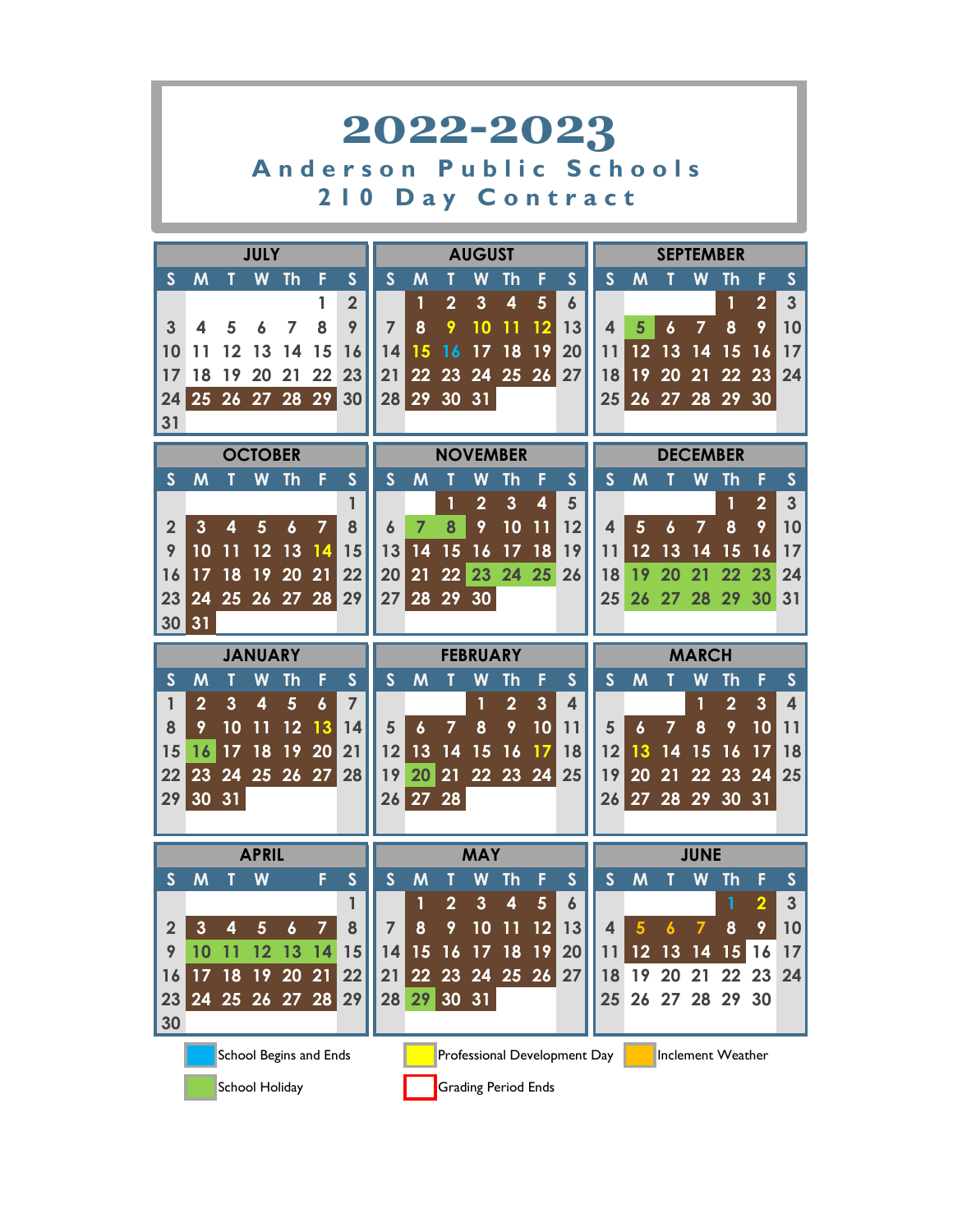# 2022-2023

## Anderson Public Schools

### 210 Day Contract

**JULY**

| S | M | T | W | Th | F | S |
|---|---|---|---|---|---|---|
| | | | | | 1 | 2 |
| 3 | 4 | 5 | 6 | 7 | 8 | 9 |
| 10 | 11 | 12 | 13 | 14 | 15 | 16 |
| 17 | 18 | 19 | 20 | 21 | 22 | 23 |
| 24 | 25 | 26 | 27 | 28 | 29 | 30 |
| 31 | | | | | | |

**AUGUST**

| S | M | T | W | Th | F | S |
|---|---|---|---|---|---|---|
| | 1 | 2 | 3 | 4 | 5 | 6 |
| 7 | 8 | 9 | 10 | 11 | 12 | 13 |
| 14 | 15 | 16 | 17 | 18 | 19 | 20 |
| 21 | 22 | 23 | 24 | 25 | 26 | 27 |
| 28 | 29 | 30 | 31 | | | |

**SEPTEMBER**

| S | M | T | W | Th | F | S |
|---|---|---|---|---|---|---|
| | | | | 1 | 2 | 3 |
| 4 | 5 | 6 | 7 | 8 | 9 | 10 |
| 11 | 12 | 13 | 14 | 15 | 16 | 17 |
| 18 | 19 | 20 | 21 | 22 | 23 | 24 |
| 25 | 26 | 27 | 28 | 29 | 30 | |

**OCTOBER**

| S | M | T | W | Th | F | S |
|---|---|---|---|---|---|---|
| | | | | | | 1 |
| 2 | 3 | 4 | 5 | 6 | 7 | 8 |
| 9 | 10 | 11 | 12 | 13 | 14 | 15 |
| 16 | 17 | 18 | 19 | 20 | 21 | 22 |
| 23 | 24 | 25 | 26 | 27 | 28 | 29 |
| 30 | 31 | | | | | |

**NOVEMBER**

| S | M | T | W | Th | F | S |
|---|---|---|---|---|---|---|
| | | 1 | 2 | 3 | 4 | 5 |
| 6 | 7 | 8 | 9 | 10 | 11 | 12 |
| 13 | 14 | 15 | 16 | 17 | 18 | 19 |
| 20 | 21 | 22 | 23 | 24 | 25 | 26 |
| 27 | 28 | 29 | 30 | | | |

**DECEMBER**

| S | M | T | W | Th | F | S |
|---|---|---|---|---|---|---|
| | | | | 1 | 2 | 3 |
| 4 | 5 | 6 | 7 | 8 | 9 | 10 |
| 11 | 12 | 13 | 14 | 15 | 16 | 17 |
| 18 | 19 | 20 | 21 | 22 | 23 | 24 |
| 25 | 26 | 27 | 28 | 29 | 30 | 31 |

**JANUARY**

| S | M | T | W | Th | F | S |
|---|---|---|---|---|---|---|
| 1 | 2 | 3 | 4 | 5 | 6 | 7 |
| 8 | 9 | 10 | 11 | 12 | 13 | 14 |
| 15 | 16 | 17 | 18 | 19 | 20 | 21 |
| 22 | 23 | 24 | 25 | 26 | 27 | 28 |
| 29 | 30 | 31 | | | | |

**FEBRUARY**

| S | M | T | W | Th | F | S |
|---|---|---|---|---|---|---|
| | | | 1 | 2 | 3 | 4 |
| 5 | 6 | 7 | 8 | 9 | 10 | 11 |
| 12 | 13 | 14 | 15 | 16 | 17 | 18 |
| 19 | 20 | 21 | 22 | 23 | 24 | 25 |
| 26 | 27 | 28 | | | | |

**MARCH**

| S | M | T | W | Th | F | S |
|---|---|---|---|---|---|---|
| | | | 1 | 2 | 3 | 4 |
| 5 | 6 | 7 | 8 | 9 | 10 | 11 |
| 12 | 13 | 14 | 15 | 16 | 17 | 18 |
| 19 | 20 | 21 | 22 | 23 | 24 | 25 |
| 26 | 27 | 28 | 29 | 30 | 31 | |

**APRIL**

| S | M | T | W | | F | S |
|---|---|---|---|---|---|---|
| | | | | | | 1 |
| 2 | 3 | 4 | 5 | 6 | 7 | 8 |
| 9 | 10 | 11 | 12 | 13 | 14 | 15 |
| 16 | 17 | 18 | 19 | 20 | 21 | 22 |
| 23 | 24 | 25 | 26 | 27 | 28 | 29 |
| 30 | | | | | | |

**MAY**

| S | M | T | W | Th | F | S |
|---|---|---|---|---|---|---|
| | 1 | 2 | 3 | 4 | 5 | 6 |
| 7 | 8 | 9 | 10 | 11 | 12 | 13 |
| 14 | 15 | 16 | 17 | 18 | 19 | 20 |
| 21 | 22 | 23 | 24 | 25 | 26 | 27 |
| 28 | 29 | 30 | 31 | | | |

**JUNE**

| S | M | T | W | Th | F | S |
|---|---|---|---|---|---|---|
| | | | | 1 | 2 | 3 |
| 4 | 5 | 6 | 7 | 8 | 9 | 10 |
| 11 | 12 | 13 | 14 | 15 | 16 | 17 |
| 18 | 19 | 20 | 21 | 22 | 23 | 24 |
| 25 | 26 | 27 | 28 | 29 | 30 | |

- School Begins and Ends
- Professional Development Day
- Inclement Weather
- School Holiday
- Grading Period Ends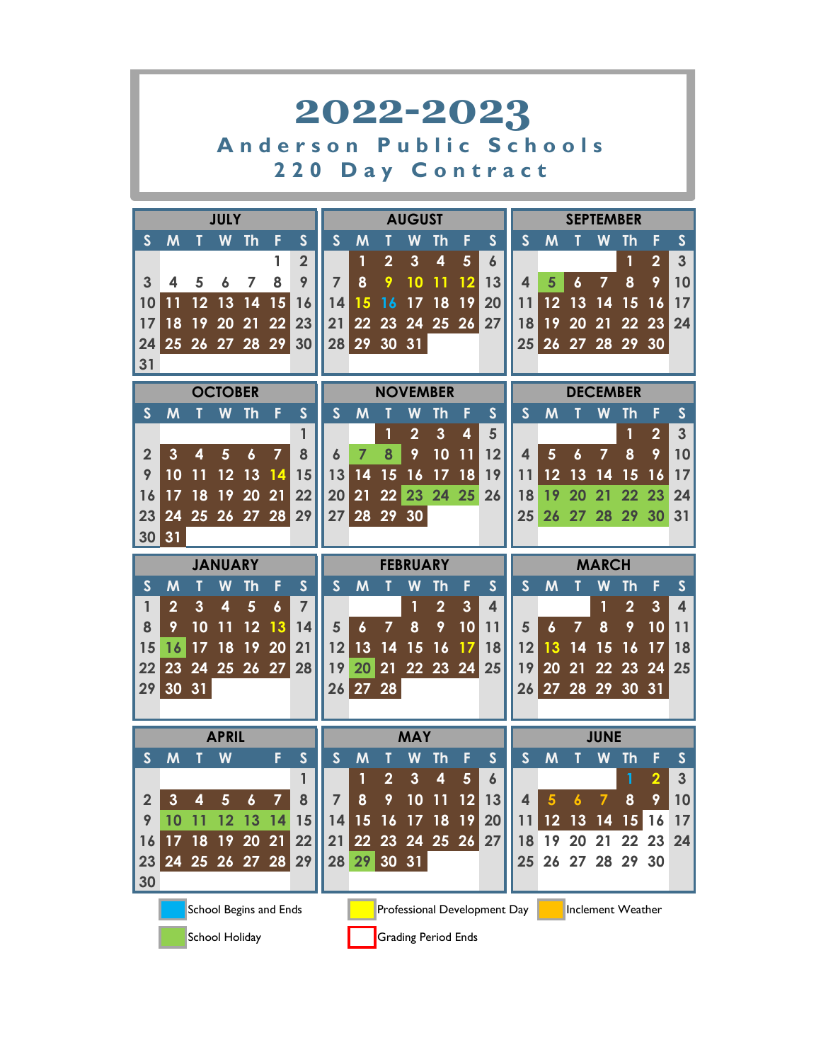# 2022-2023

## Anderson Public Schools

### 220 Day Contract

**JULY**

| S | M | T | W | Th | F | S |
|---|---|---|---|---|---|---|
| | | | | | 1 | 2 |
| 3 | 4 | 5 | 6 | 7 | 8 | 9 |
| 10 | 11 | 12 | 13 | 14 | 15 | 16 |
| 17 | 18 | 19 | 20 | 21 | 22 | 23 |
| 24 | 25 | 26 | 27 | 28 | 29 | 30 |
| 31 | | | | | | |

**AUGUST**

| S | M | T | W | Th | F | S |
|---|---|---|---|---|---|---|
| | 1 | 2 | 3 | 4 | 5 | 6 |
| 7 | 8 | 9 | 10 | 11 | 12 | 13 |
| 14 | 15 | 16 | 17 | 18 | 19 | 20 |
| 21 | 22 | 23 | 24 | 25 | 26 | 27 |
| 28 | 29 | 30 | 31 | | | |

**SEPTEMBER**

| S | M | T | W | Th | F | S |
|---|---|---|---|---|---|---|
| | | | | 1 | 2 | 3 |
| 4 | 5 | 6 | 7 | 8 | 9 | 10 |
| 11 | 12 | 13 | 14 | 15 | 16 | 17 |
| 18 | 19 | 20 | 21 | 22 | 23 | 24 |
| 25 | 26 | 27 | 28 | 29 | 30 | |

**OCTOBER**

| S | M | T | W | Th | F | S |
|---|---|---|---|---|---|---|
| | | | | | | 1 |
| 2 | 3 | 4 | 5 | 6 | 7 | 8 |
| 9 | 10 | 11 | 12 | 13 | 14 | 15 |
| 16 | 17 | 18 | 19 | 20 | 21 | 22 |
| 23 | 24 | 25 | 26 | 27 | 28 | 29 |
| 30 | 31 | | | | | |

**NOVEMBER**

| S | M | T | W | Th | F | S |
|---|---|---|---|---|---|---|
| | | 1 | 2 | 3 | 4 | 5 |
| 6 | 7 | 8 | 9 | 10 | 11 | 12 |
| 13 | 14 | 15 | 16 | 17 | 18 | 19 |
| 20 | 21 | 22 | 23 | 24 | 25 | 26 |
| 27 | 28 | 29 | 30 | | | |

**DECEMBER**

| S | M | T | W | Th | F | S |
|---|---|---|---|---|---|---|
| | | | | 1 | 2 | 3 |
| 4 | 5 | 6 | 7 | 8 | 9 | 10 |
| 11 | 12 | 13 | 14 | 15 | 16 | 17 |
| 18 | 19 | 20 | 21 | 22 | 23 | 24 |
| 25 | 26 | 27 | 28 | 29 | 30 | 31 |

**JANUARY**

| S | M | T | W | Th | F | S |
|---|---|---|---|---|---|---|
| 1 | 2 | 3 | 4 | 5 | 6 | 7 |
| 8 | 9 | 10 | 11 | 12 | 13 | 14 |
| 15 | 16 | 17 | 18 | 19 | 20 | 21 |
| 22 | 23 | 24 | 25 | 26 | 27 | 28 |
| 29 | 30 | 31 | | | | |

**FEBRUARY**

| S | M | T | W | Th | F | S |
|---|---|---|---|---|---|---|
| | | | 1 | 2 | 3 | 4 |
| 5 | 6 | 7 | 8 | 9 | 10 | 11 |
| 12 | 13 | 14 | 15 | 16 | 17 | 18 |
| 19 | 20 | 21 | 22 | 23 | 24 | 25 |
| 26 | 27 | 28 | | | | |

**MARCH**

| S | M | T | W | Th | F | S |
|---|---|---|---|---|---|---|
| | | | 1 | 2 | 3 | 4 |
| 5 | 6 | 7 | 8 | 9 | 10 | 11 |
| 12 | 13 | 14 | 15 | 16 | 17 | 18 |
| 19 | 20 | 21 | 22 | 23 | 24 | 25 |
| 26 | 27 | 28 | 29 | 30 | 31 | |

**APRIL**

| S | M | T | W | | F | S |
|---|---|---|---|---|---|---|
| | | | | | | 1 |
| 2 | 3 | 4 | 5 | 6 | 7 | 8 |
| 9 | 10 | 11 | 12 | 13 | 14 | 15 |
| 16 | 17 | 18 | 19 | 20 | 21 | 22 |
| 23 | 24 | 25 | 26 | 27 | 28 | 29 |
| 30 | | | | | | |

**MAY**

| S | M | T | W | Th | F | S |
|---|---|---|---|---|---|---|
| | 1 | 2 | 3 | 4 | 5 | 6 |
| 7 | 8 | 9 | 10 | 11 | 12 | 13 |
| 14 | 15 | 16 | 17 | 18 | 19 | 20 |
| 21 | 22 | 23 | 24 | 25 | 26 | 27 |
| 28 | 29 | 30 | 31 | | | |

**JUNE**

| S | M | T | W | Th | F | S |
|---|---|---|---|---|---|---|
| | | | | 1 | 2 | 3 |
| 4 | 5 | 6 | 7 | 8 | 9 | 10 |
| 11 | 12 | 13 | 14 | 15 | 16 | 17 |
| 18 | 19 | 20 | 21 | 22 | 23 | 24 |
| 25 | 26 | 27 | 28 | 29 | 30 | |

School Begins and Ends

Professional Development Day

Inclement Weather

School Holiday

Grading Period Ends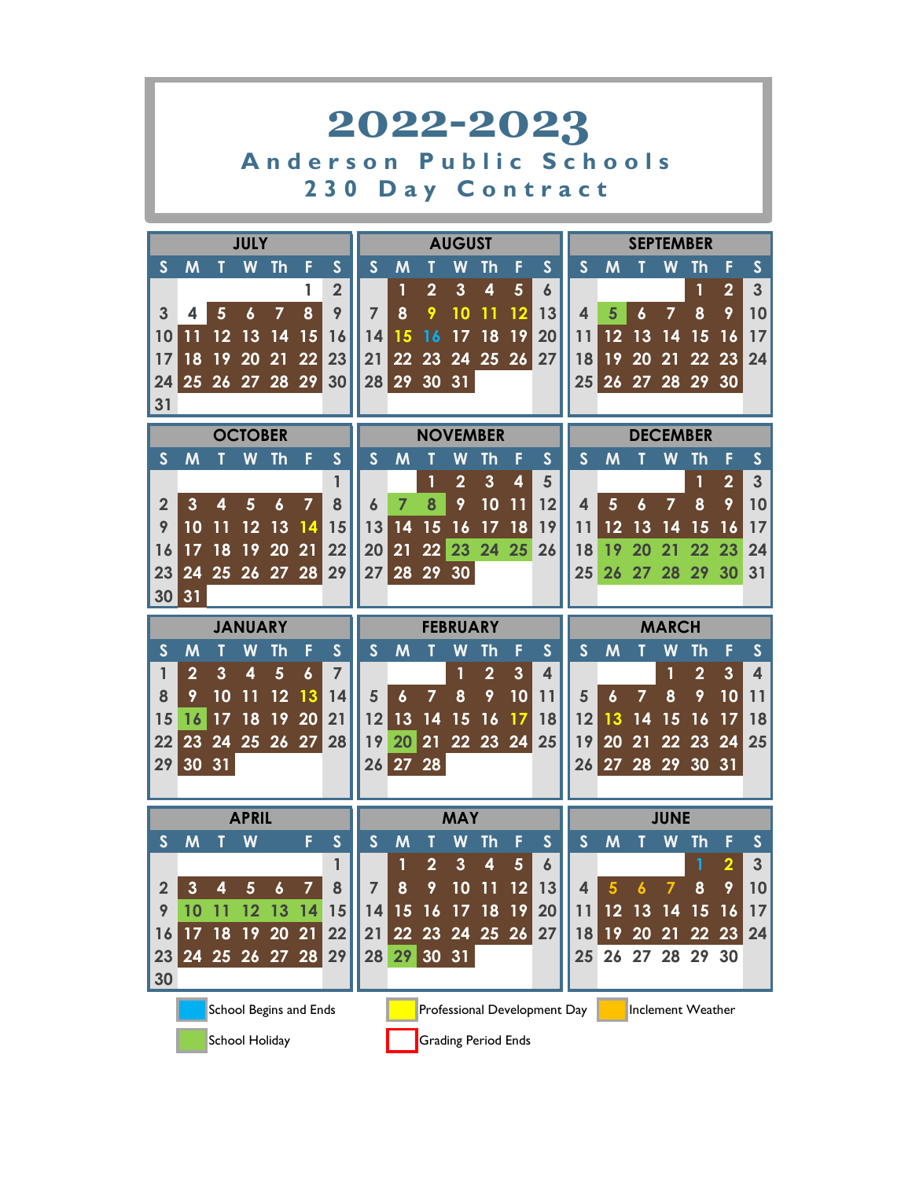# 2022-2023

## Anderson Public Schools

### 230 Day Contract

**JULY**

| S | M | T | W | Th | F | S |
|---|---|---|---|---|---|---|
| | | | | | 1 | 2 |
| 3 | 4 | 5 | 6 | 7 | 8 | 9 |
| 10 | 11 | 12 | 13 | 14 | 15 | 16 |
| 17 | 18 | 19 | 20 | 21 | 22 | 23 |
| 24 | 25 | 26 | 27 | 28 | 29 | 30 |
| 31 | | | | | | |

**AUGUST**

| S | M | T | W | Th | F | S |
|---|---|---|---|---|---|---|
| | 1 | 2 | 3 | 4 | 5 | 6 |
| 7 | 8 | 9 | 10 | 11 | 12 | 13 |
| 14 | 15 | 16 | 17 | 18 | 19 | 20 |
| 21 | 22 | 23 | 24 | 25 | 26 | 27 |
| 28 | 29 | 30 | 31 | | | |

**SEPTEMBER**

| S | M | T | W | Th | F | S |
|---|---|---|---|---|---|---|
| | | | | 1 | 2 | 3 |
| 4 | 5 | 6 | 7 | 8 | 9 | 10 |
| 11 | 12 | 13 | 14 | 15 | 16 | 17 |
| 18 | 19 | 20 | 21 | 22 | 23 | 24 |
| 25 | 26 | 27 | 28 | 29 | 30 | |

**OCTOBER**

| S | M | T | W | Th | F | S |
|---|---|---|---|---|---|---|
| | | | | | | 1 |
| 2 | 3 | 4 | 5 | 6 | 7 | 8 |
| 9 | 10 | 11 | 12 | 13 | 14 | 15 |
| 16 | 17 | 18 | 19 | 20 | 21 | 22 |
| 23 | 24 | 25 | 26 | 27 | 28 | 29 |
| 30 | 31 | | | | | |

**NOVEMBER**

| S | M | T | W | Th | F | S |
|---|---|---|---|---|---|---|
| | | 1 | 2 | 3 | 4 | 5 |
| 6 | 7 | 8 | 9 | 10 | 11 | 12 |
| 13 | 14 | 15 | 16 | 17 | 18 | 19 |
| 20 | 21 | 22 | 23 | 24 | 25 | 26 |
| 27 | 28 | 29 | 30 | | | |

**DECEMBER**

| S | M | T | W | Th | F | S |
|---|---|---|---|---|---|---|
| | | | | 1 | 2 | 3 |
| 4 | 5 | 6 | 7 | 8 | 9 | 10 |
| 11 | 12 | 13 | 14 | 15 | 16 | 17 |
| 18 | 19 | 20 | 21 | 22 | 23 | 24 |
| 25 | 26 | 27 | 28 | 29 | 30 | 31 |

**JANUARY**

| S | M | T | W | Th | F | S |
|---|---|---|---|---|---|---|
| 1 | 2 | 3 | 4 | 5 | 6 | 7 |
| 8 | 9 | 10 | 11 | 12 | 13 | 14 |
| 15 | 16 | 17 | 18 | 19 | 20 | 21 |
| 22 | 23 | 24 | 25 | 26 | 27 | 28 |
| 29 | 30 | 31 | | | | |

**FEBRUARY**

| S | M | T | W | Th | F | S |
|---|---|---|---|---|---|---|
| | | | 1 | 2 | 3 | 4 |
| 5 | 6 | 7 | 8 | 9 | 10 | 11 |
| 12 | 13 | 14 | 15 | 16 | 17 | 18 |
| 19 | 20 | 21 | 22 | 23 | 24 | 25 |
| 26 | 27 | 28 | | | | |

**MARCH**

| S | M | T | W | Th | F | S |
|---|---|---|---|---|---|---|
| | | | 1 | 2 | 3 | 4 |
| 5 | 6 | 7 | 8 | 9 | 10 | 11 |
| 12 | 13 | 14 | 15 | 16 | 17 | 18 |
| 19 | 20 | 21 | 22 | 23 | 24 | 25 |
| 26 | 27 | 28 | 29 | 30 | 31 | |

**APRIL**

| S | M | T | W | Th | F | S |
|---|---|---|---|---|---|---|
| | | | | | | 1 |
| 2 | 3 | 4 | 5 | 6 | 7 | 8 |
| 9 | 10 | 11 | 12 | 13 | 14 | 15 |
| 16 | 17 | 18 | 19 | 20 | 21 | 22 |
| 23 | 24 | 25 | 26 | 27 | 28 | 29 |
| 30 | | | | | | |

**MAY**

| S | M | T | W | Th | F | S |
|---|---|---|---|---|---|---|
| | 1 | 2 | 3 | 4 | 5 | 6 |
| 7 | 8 | 9 | 10 | 11 | 12 | 13 |
| 14 | 15 | 16 | 17 | 18 | 19 | 20 |
| 21 | 22 | 23 | 24 | 25 | 26 | 27 |
| 28 | 29 | 30 | 31 | | | |

**JUNE**

| S | M | T | W | Th | F | S |
|---|---|---|---|---|---|---|
| | | | | 1 | 2 | 3 |
| 4 | 5 | 6 | 7 | 8 | 9 | 10 |
| 11 | 12 | 13 | 14 | 15 | 16 | 17 |
| 18 | 19 | 20 | 21 | 22 | 23 | 24 |
| 25 | 26 | 27 | 28 | 29 | 30 | |

School Begins and Ends

Professional Development Day

Inclement Weather

School Holiday

Grading Period Ends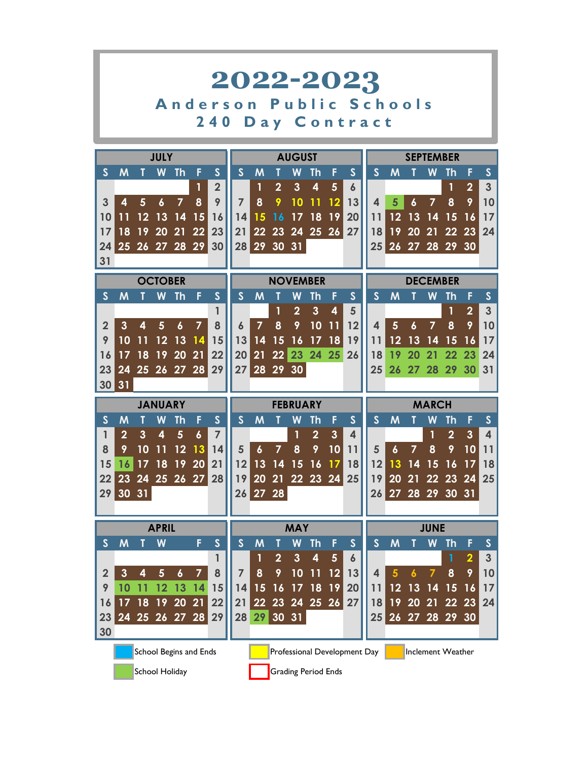# 2022-2023

## Anderson Public Schools

## 240 Day Contract

### JULY

| S | M | T | W | Th | F | S |
|---|---|---|---|---|---|---|
| | | | | | 1 | 2 |
| 3 | 4 | 5 | 6 | 7 | 8 | 9 |
| 10 | 11 | 12 | 13 | 14 | 15 | 16 |
| 17 | 18 | 19 | 20 | 21 | 22 | 23 |
| 24 | 25 | 26 | 27 | 28 | 29 | 30 |
| 31 | | | | | | |

### AUGUST

| S | M | T | W | Th | F | S |
|---|---|---|---|---|---|---|
| | 1 | 2 | 3 | 4 | 5 | 6 |
| 7 | 8 | 9 | 10 | 11 | 12 | 13 |
| 14 | 15 | 16 | 17 | 18 | 19 | 20 |
| 21 | 22 | 23 | 24 | 25 | 26 | 27 |
| 28 | 29 | 30 | 31 | | | |

### SEPTEMBER

| S | M | T | W | Th | F | S |
|---|---|---|---|---|---|---|
| | | | | 1 | 2 | 3 |
| 4 | 5 | 6 | 7 | 8 | 9 | 10 |
| 11 | 12 | 13 | 14 | 15 | 16 | 17 |
| 18 | 19 | 20 | 21 | 22 | 23 | 24 |
| 25 | 26 | 27 | 28 | 29 | 30 | |

### OCTOBER

| S | M | T | W | Th | F | S |
|---|---|---|---|---|---|---|
| | | | | | | 1 |
| 2 | 3 | 4 | 5 | 6 | 7 | 8 |
| 9 | 10 | 11 | 12 | 13 | 14 | 15 |
| 16 | 17 | 18 | 19 | 20 | 21 | 22 |
| 23 | 24 | 25 | 26 | 27 | 28 | 29 |
| 30 | 31 | | | | | |

### NOVEMBER

| S | M | T | W | Th | F | S |
|---|---|---|---|---|---|---|
| | | 1 | 2 | 3 | 4 | 5 |
| 6 | 7 | 8 | 9 | 10 | 11 | 12 |
| 13 | 14 | 15 | 16 | 17 | 18 | 19 |
| 20 | 21 | 22 | 23 | 24 | 25 | 26 |
| 27 | 28 | 29 | 30 | | | |

### DECEMBER

| S | M | T | W | Th | F | S |
|---|---|---|---|---|---|---|
| | | | | 1 | 2 | 3 |
| 4 | 5 | 6 | 7 | 8 | 9 | 10 |
| 11 | 12 | 13 | 14 | 15 | 16 | 17 |
| 18 | 19 | 20 | 21 | 22 | 23 | 24 |
| 25 | 26 | 27 | 28 | 29 | 30 | 31 |

### JANUARY

| S | M | T | W | Th | F | S |
|---|---|---|---|---|---|---|
| 1 | 2 | 3 | 4 | 5 | 6 | 7 |
| 8 | 9 | 10 | 11 | 12 | 13 | 14 |
| 15 | 16 | 17 | 18 | 19 | 20 | 21 |
| 22 | 23 | 24 | 25 | 26 | 27 | 28 |
| 29 | 30 | 31 | | | | |

### FEBRUARY

| S | M | T | W | Th | F | S |
|---|---|---|---|---|---|---|
| | | | 1 | 2 | 3 | 4 |
| 5 | 6 | 7 | 8 | 9 | 10 | 11 |
| 12 | 13 | 14 | 15 | 16 | 17 | 18 |
| 19 | 20 | 21 | 22 | 23 | 24 | 25 |
| 26 | 27 | 28 | | | | |

### MARCH

| S | M | T | W | Th | F | S |
|---|---|---|---|---|---|---|
| | | | 1 | 2 | 3 | 4 |
| 5 | 6 | 7 | 8 | 9 | 10 | 11 |
| 12 | 13 | 14 | 15 | 16 | 17 | 18 |
| 19 | 20 | 21 | 22 | 23 | 24 | 25 |
| 26 | 27 | 28 | 29 | 30 | 31 | |

### APRIL

| S | M | T | W | | F | S |
|---|---|---|---|---|---|---|
| | | | | | | 1 |
| 2 | 3 | 4 | 5 | 6 | 7 | 8 |
| 9 | 10 | 11 | 12 | 13 | 14 | 15 |
| 16 | 17 | 18 | 19 | 20 | 21 | 22 |
| 23 | 24 | 25 | 26 | 27 | 28 | 29 |
| 30 | | | | | | |

### MAY

| S | M | T | W | Th | F | S |
|---|---|---|---|---|---|---|
| | 1 | 2 | 3 | 4 | 5 | 6 |
| 7 | 8 | 9 | 10 | 11 | 12 | 13 |
| 14 | 15 | 16 | 17 | 18 | 19 | 20 |
| 21 | 22 | 23 | 24 | 25 | 26 | 27 |
| 28 | 29 | 30 | 31 | | | |

### JUNE

| S | M | T | W | Th | F | S |
|---|---|---|---|---|---|---|
| | | | | 1 | 2 | 3 |
| 4 | 5 | 6 | 7 | 8 | 9 | 10 |
| 11 | 12 | 13 | 14 | 15 | 16 | 17 |
| 18 | 19 | 20 | 21 | 22 | 23 | 24 |
| 25 | 26 | 27 | 28 | 29 | 30 | |

- School Begins and Ends
- Professional Development Day
- Inclement Weather
- School Holiday
- Grading Period Ends